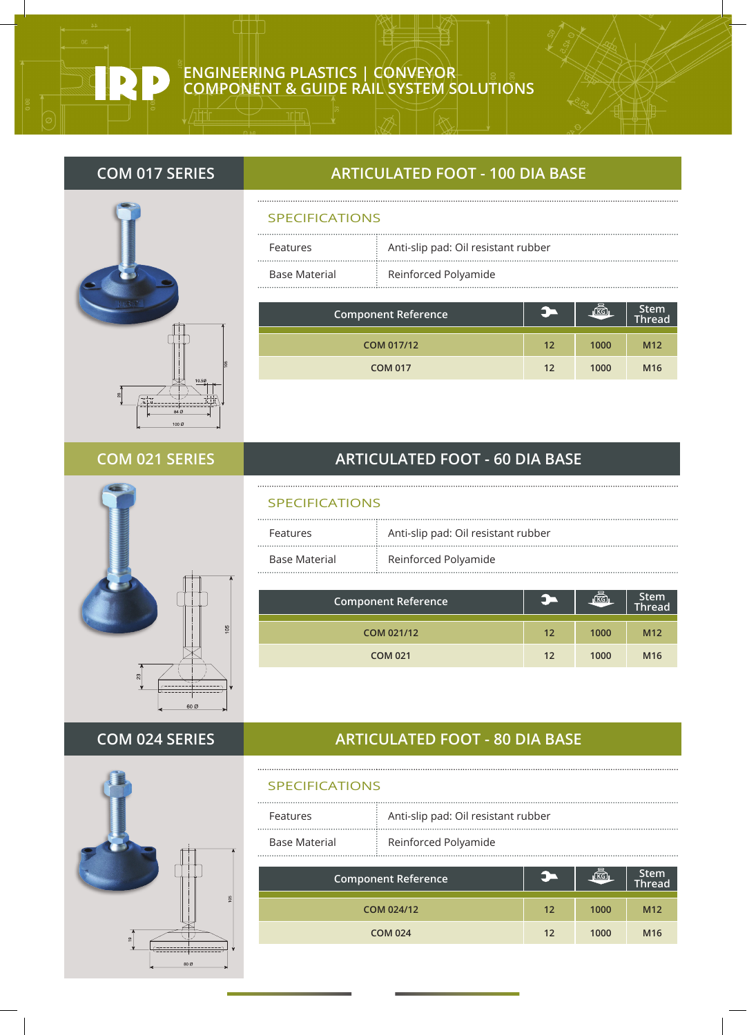IRP ENGINEERING PLASTICS | CONVEYOR COMPONENT & GUIDE RAIL SYSTEM SOLUTIONS

## COM 017 SERIES — ARTICULATED FOOT - 100 DIA BASE

### SPECIFICATIONS

| | |
|---|---|
| Features | Anti-slip pad: Oil resistant rubber |
| Base Material | Reinforced Polyamide |

| Component Reference | | KG | Stem Thread |
|---|---|---|---|
| COM 017/12 | 12 | 1000 | M12 |
| COM 017 | 12 | 1000 | M16 |

## COM 021 SERIES — ARTICULATED FOOT - 60 DIA BASE

### SPECIFICATIONS

| | |
|---|---|
| Features | Anti-slip pad: Oil resistant rubber |
| Base Material | Reinforced Polyamide |

| Component Reference | | KG | Stem Thread |
|---|---|---|---|
| COM 021/12 | 12 | 1000 | M12 |
| COM 021 | 12 | 1000 | M16 |

## COM 024 SERIES — ARTICULATED FOOT - 80 DIA BASE

### SPECIFICATIONS

| | |
|---|---|
| Features | Anti-slip pad: Oil resistant rubber |
| Base Material | Reinforced Polyamide |

| Component Reference | | KG | Stem Thread |
|---|---|---|---|
| COM 024/12 | 12 | 1000 | M12 |
| COM 024 | 12 | 1000 | M16 |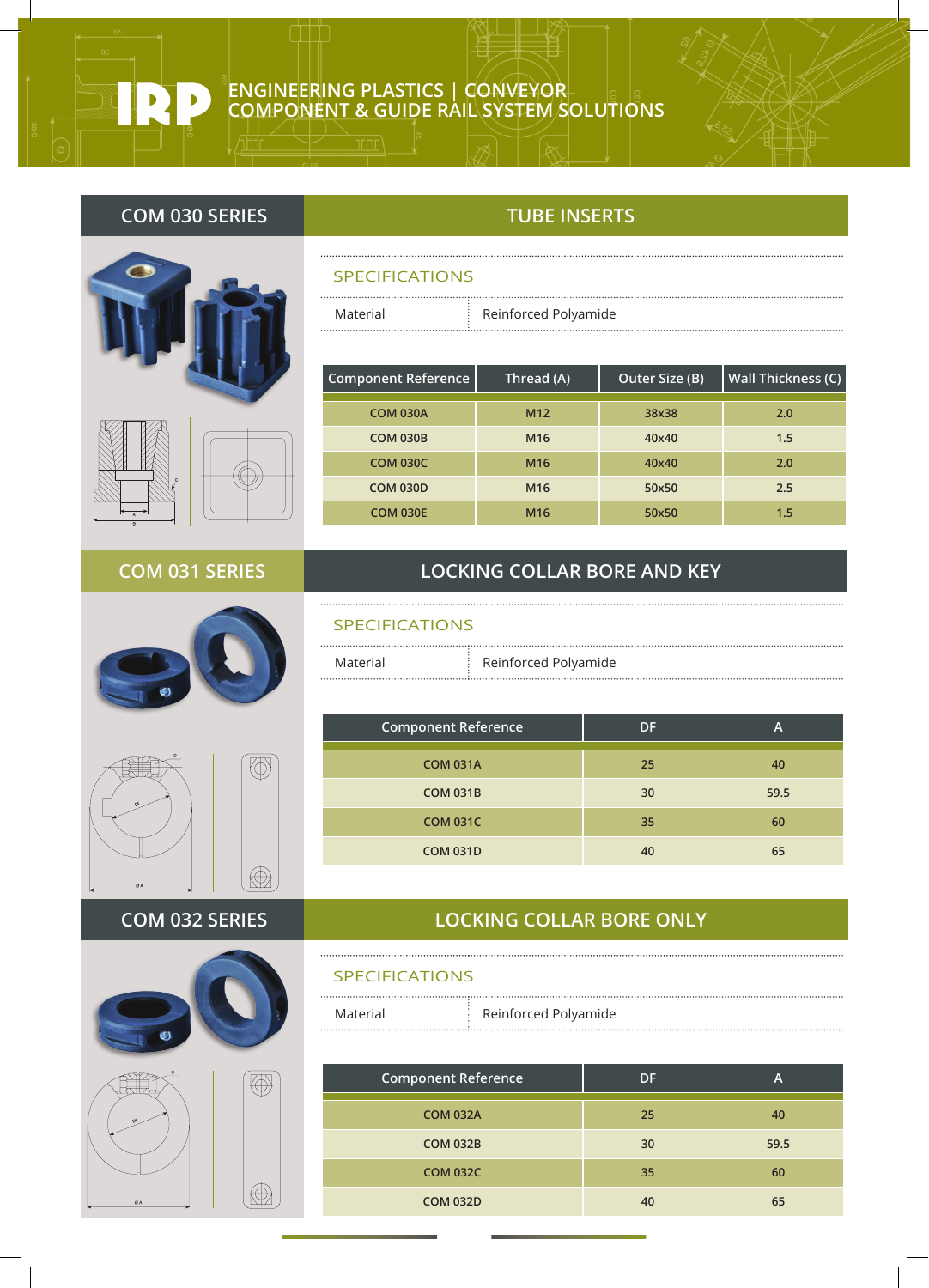# IRP

ENGINEERING PLASTICS | CONVEYOR COMPONENT & GUIDE RAIL SYSTEM SOLUTIONS

## COM 030 SERIES — TUBE INSERTS

### SPECIFICATIONS

| | |
|---|---|
| Material | Reinforced Polyamide |

| Component Reference | Thread (A) | Outer Size (B) | Wall Thickness (C) |
|---|---|---|---|
| COM 030A | M12 | 38x38 | 2.0 |
| COM 030B | M16 | 40x40 | 1.5 |
| COM 030C | M16 | 40x40 | 2.0 |
| COM 030D | M16 | 50x50 | 2.5 |
| COM 030E | M16 | 50x50 | 1.5 |

## COM 031 SERIES — LOCKING COLLAR BORE AND KEY

### SPECIFICATIONS

| | |
|---|---|
| Material | Reinforced Polyamide |

| Component Reference | DF | A |
|---|---|---|
| COM 031A | 25 | 40 |
| COM 031B | 30 | 59.5 |
| COM 031C | 35 | 60 |
| COM 031D | 40 | 65 |

## COM 032 SERIES — LOCKING COLLAR BORE ONLY

### SPECIFICATIONS

| | |
|---|---|
| Material | Reinforced Polyamide |

| Component Reference | DF | A |
|---|---|---|
| COM 032A | 25 | 40 |
| COM 032B | 30 | 59.5 |
| COM 032C | 35 | 60 |
| COM 032D | 40 | 65 |